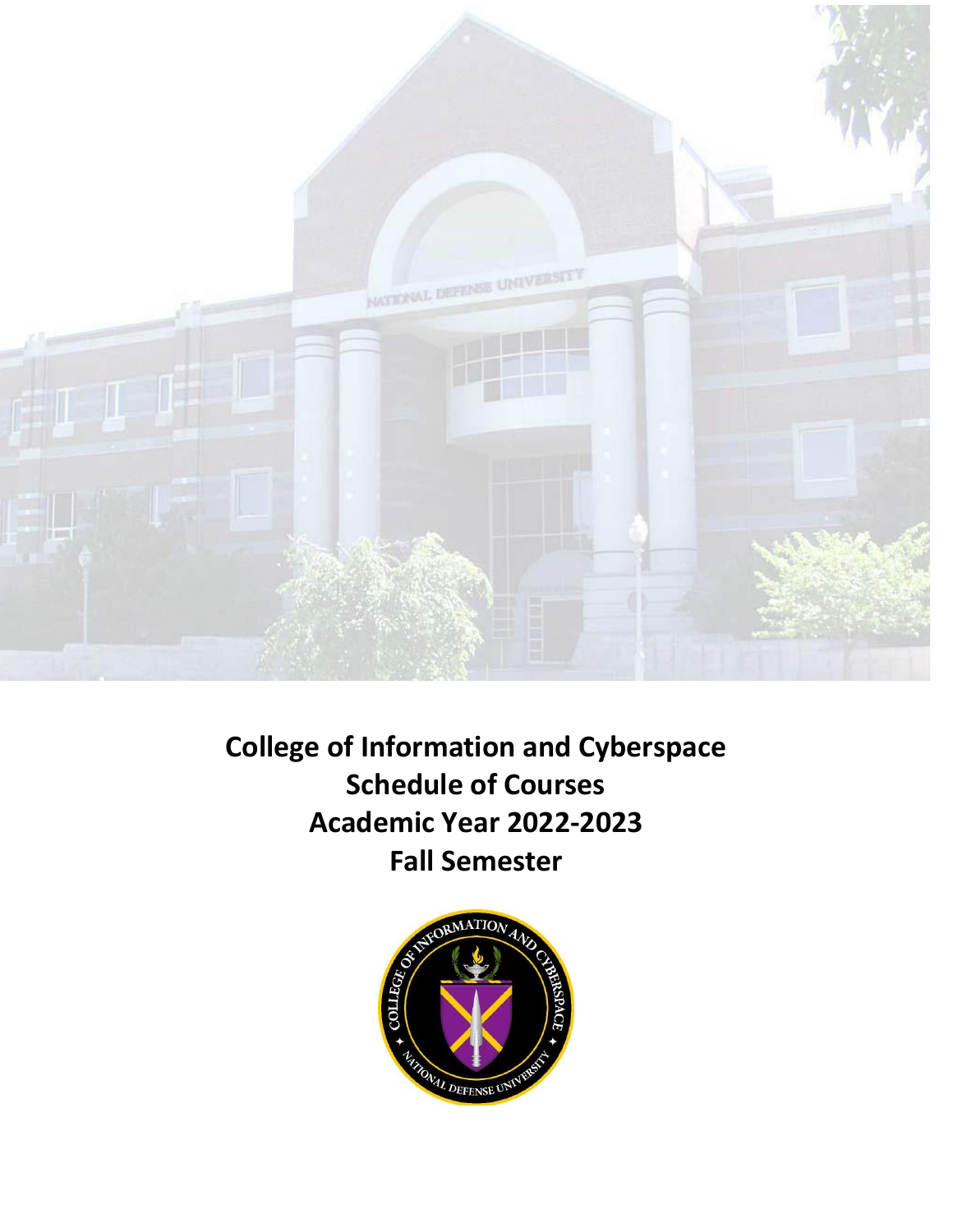# College of Information and Cyberspace
# Schedule of Courses
# Academic Year 2022-2023
# Fall Semester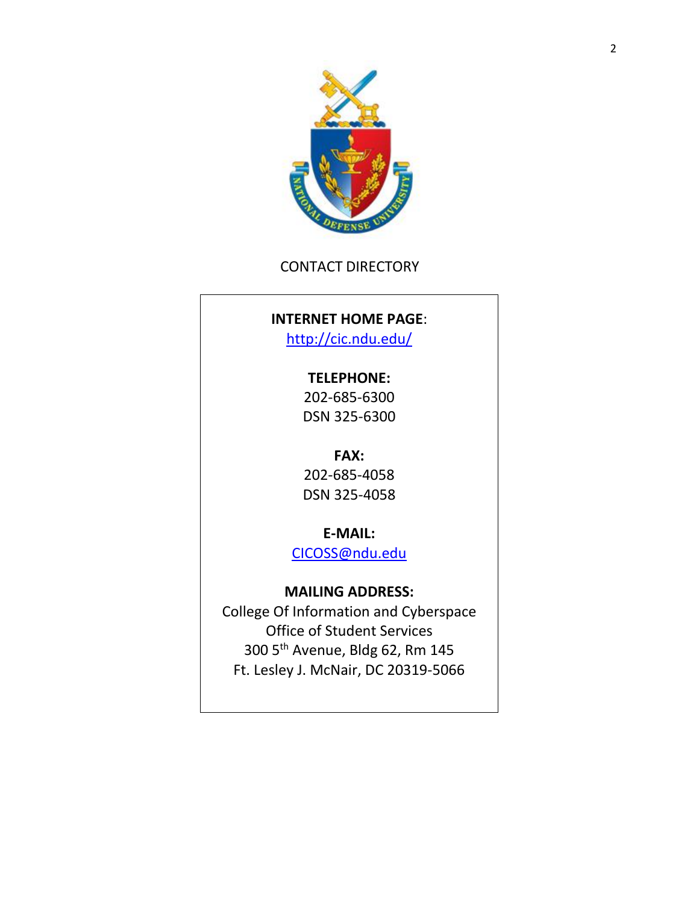# CONTACT DIRECTORY

**INTERNET HOME PAGE**:
http://cic.ndu.edu/

**TELEPHONE:**
202-685-6300
DSN 325-6300

**FAX:**
202-685-4058
DSN 325-4058

**E-MAIL:**
CICOSS@ndu.edu

**MAILING ADDRESS:**
College Of Information and Cyberspace
Office of Student Services
300 5th Avenue, Bldg 62, Rm 145
Ft. Lesley J. McNair, DC 20319-5066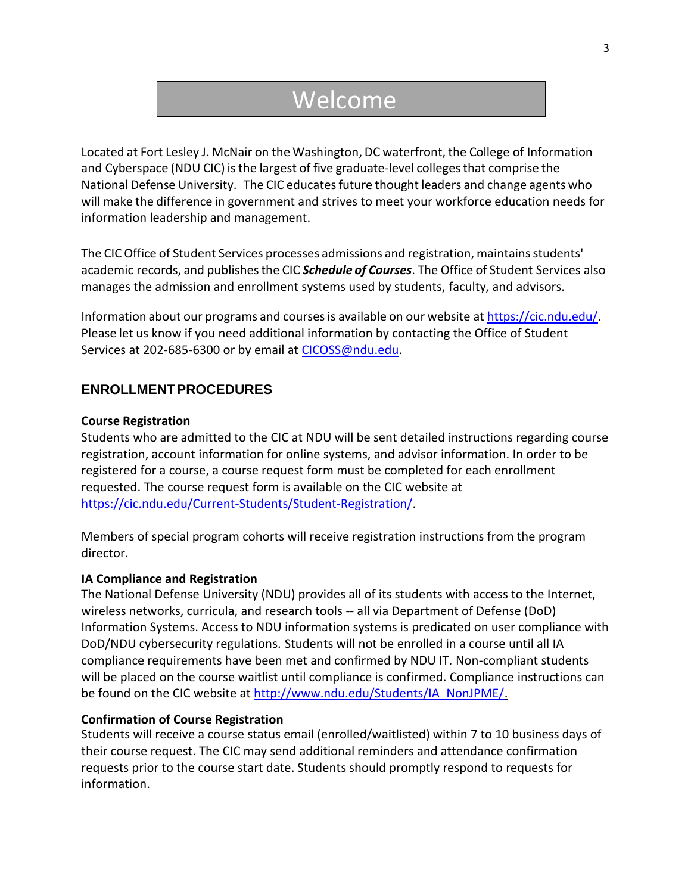# Welcome

Located at Fort Lesley J. McNair on the Washington, DC waterfront, the College of Information and Cyberspace (NDU CIC) is the largest of five graduate-level colleges that comprise the National Defense University. The CIC educates future thought leaders and change agents who will make the difference in government and strives to meet your workforce education needs for information leadership and management.

The CIC Office of Student Services processes admissions and registration, maintains students' academic records, and publishes the CIC ***Schedule of Courses***. The Office of Student Services also manages the admission and enrollment systems used by students, faculty, and advisors.

Information about our programs and courses is available on our website at https://cic.ndu.edu/. Please let us know if you need additional information by contacting the Office of Student Services at 202-685-6300 or by email at CICOSS@ndu.edu.

## ENROLLMENT PROCEDURES

**Course Registration**
Students who are admitted to the CIC at NDU will be sent detailed instructions regarding course registration, account information for online systems, and advisor information. In order to be registered for a course, a course request form must be completed for each enrollment requested. The course request form is available on the CIC website at https://cic.ndu.edu/Current-Students/Student-Registration/.

Members of special program cohorts will receive registration instructions from the program director.

**IA Compliance and Registration**
The National Defense University (NDU) provides all of its students with access to the Internet, wireless networks, curricula, and research tools -- all via Department of Defense (DoD) Information Systems. Access to NDU information systems is predicated on user compliance with DoD/NDU cybersecurity regulations. Students will not be enrolled in a course until all IA compliance requirements have been met and confirmed by NDU IT. Non-compliant students will be placed on the course waitlist until compliance is confirmed. Compliance instructions can be found on the CIC website at http://www.ndu.edu/Students/IA_NonJPME/.

**Confirmation of Course Registration**
Students will receive a course status email (enrolled/waitlisted) within 7 to 10 business days of their course request. The CIC may send additional reminders and attendance confirmation requests prior to the course start date. Students should promptly respond to requests for information.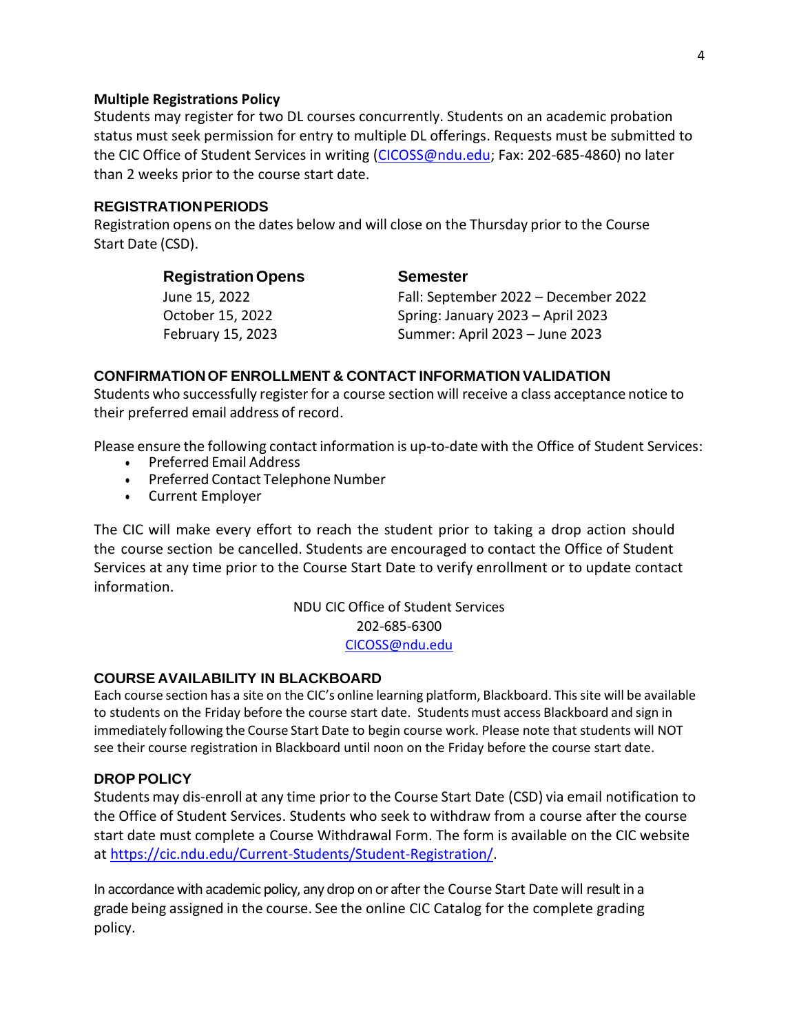### Multiple Registrations Policy

Students may register for two DL courses concurrently. Students on an academic probation status must seek permission for entry to multiple DL offerings. Requests must be submitted to the CIC Office of Student Services in writing (CICOSS@ndu.edu; Fax: 202-685-4860) no later than 2 weeks prior to the course start date.

## REGISTRATION PERIODS

Registration opens on the dates below and will close on the Thursday prior to the Course Start Date (CSD).

| Registration Opens | Semester |
|---|---|
| June 15, 2022 | Fall: September 2022 – December 2022 |
| October 15, 2022 | Spring: January 2023 – April 2023 |
| February 15, 2023 | Summer: April 2023 – June 2023 |

## CONFIRMATION OF ENROLLMENT & CONTACT INFORMATION VALIDATION

Students who successfully register for a course section will receive a class acceptance notice to their preferred email address of record.

Please ensure the following contact information is up-to-date with the Office of Student Services:

- Preferred Email Address
- Preferred Contact Telephone Number
- Current Employer

The CIC will make every effort to reach the student prior to taking a drop action should the course section be cancelled. Students are encouraged to contact the Office of Student Services at any time prior to the Course Start Date to verify enrollment or to update contact information.

NDU CIC Office of Student Services
202-685-6300
CICOSS@ndu.edu

## COURSE AVAILABILITY IN BLACKBOARD

Each course section has a site on the CIC's online learning platform, Blackboard. This site will be available to students on the Friday before the course start date. Students must access Blackboard and sign in immediately following the Course Start Date to begin course work. Please note that students will NOT see their course registration in Blackboard until noon on the Friday before the course start date.

## DROP POLICY

Students may dis-enroll at any time prior to the Course Start Date (CSD) via email notification to the Office of Student Services. Students who seek to withdraw from a course after the course start date must complete a Course Withdrawal Form. The form is available on the CIC website at https://cic.ndu.edu/Current-Students/Student-Registration/.

In accordance with academic policy, any drop on or after the Course Start Date will result in a grade being assigned in the course. See the online CIC Catalog for the complete grading policy.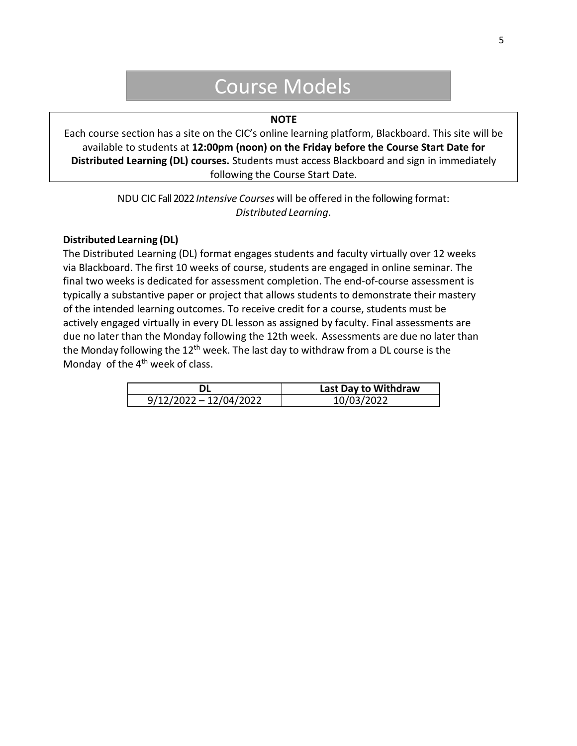# Course Models

**NOTE**

Each course section has a site on the CIC's online learning platform, Blackboard. This site will be available to students at **12:00pm (noon) on the Friday before the Course Start Date for Distributed Learning (DL) courses.** Students must access Blackboard and sign in immediately following the Course Start Date.

NDU CIC Fall 2022 *Intensive Courses* will be offered in the following format: *Distributed Learning*.

**Distributed Learning (DL)**

The Distributed Learning (DL) format engages students and faculty virtually over 12 weeks via Blackboard. The first 10 weeks of course, students are engaged in online seminar. The final two weeks is dedicated for assessment completion. The end-of-course assessment is typically a substantive paper or project that allows students to demonstrate their mastery of the intended learning outcomes. To receive credit for a course, students must be actively engaged virtually in every DL lesson as assigned by faculty. Final assessments are due no later than the Monday following the 12th week. Assessments are due no later than the Monday following the 12th week. The last day to withdraw from a DL course is the Monday of the 4th week of class.

| DL | Last Day to Withdraw |
|---|---|
| 9/12/2022 – 12/04/2022 | 10/03/2022 |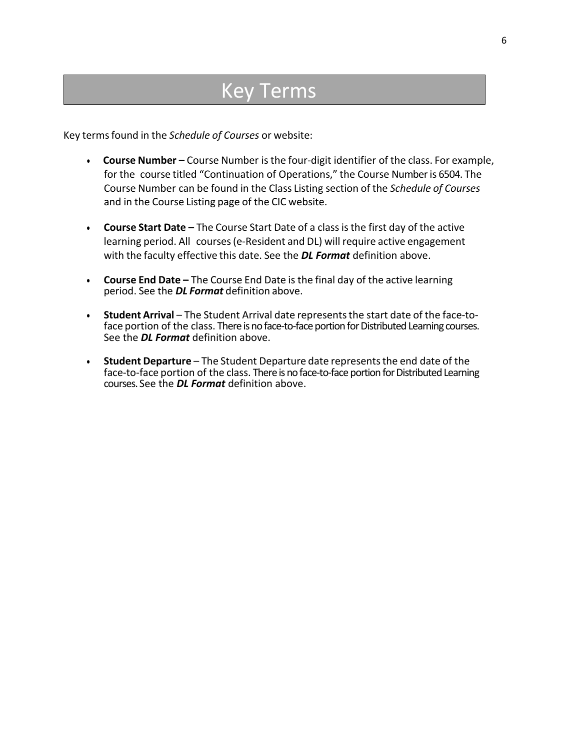# Key Terms

Key terms found in the *Schedule of Courses* or website:

- **Course Number –** Course Number is the four-digit identifier of the class. For example, for the course titled "Continuation of Operations," the Course Number is 6504. The Course Number can be found in the Class Listing section of the *Schedule of Courses* and in the Course Listing page of the CIC website.

- **Course Start Date –** The Course Start Date of a class is the first day of the active learning period. All courses (e-Resident and DL) will require active engagement with the faculty effective this date. See the ***DL Format*** definition above.

- **Course End Date –** The Course End Date is the final day of the active learning period. See the ***DL Format*** definition above.

- **Student Arrival** – The Student Arrival date represents the start date of the face-to-face portion of the class. There is no face-to-face portion for Distributed Learning courses. See the ***DL Format*** definition above.

- **Student Departure** – The Student Departure date represents the end date of the face-to-face portion of the class. There is no face-to-face portion for Distributed Learning courses. See the ***DL Format*** definition above.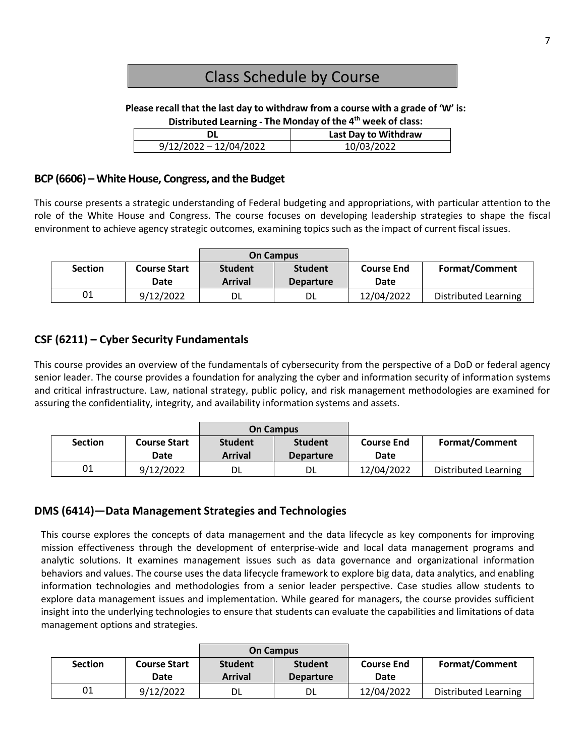# Class Schedule by Course

**Please recall that the last day to withdraw from a course with a grade of 'W' is:**
**Distributed Learning - The Monday of the 4th week of class:**

| DL | Last Day to Withdraw |
|---|---|
| 9/12/2022 – 12/04/2022 | 10/03/2022 |

## BCP (6606) – White House, Congress, and the Budget

This course presents a strategic understanding of Federal budgeting and appropriations, with particular attention to the role of the White House and Congress. The course focuses on developing leadership strategies to shape the fiscal environment to achieve agency strategic outcomes, examining topics such as the impact of current fiscal issues.

| | | On Campus | | | |
|---|---|---|---|---|---|
| **Section** | **Course Start Date** | **Student Arrival** | **Student Departure** | **Course End Date** | **Format/Comment** |
| 01 | 9/12/2022 | DL | DL | 12/04/2022 | Distributed Learning |

## CSF (6211) – Cyber Security Fundamentals

This course provides an overview of the fundamentals of cybersecurity from the perspective of a DoD or federal agency senior leader. The course provides a foundation for analyzing the cyber and information security of information systems and critical infrastructure. Law, national strategy, public policy, and risk management methodologies are examined for assuring the confidentiality, integrity, and availability information systems and assets.

| | | On Campus | | | |
|---|---|---|---|---|---|
| **Section** | **Course Start Date** | **Student Arrival** | **Student Departure** | **Course End Date** | **Format/Comment** |
| 01 | 9/12/2022 | DL | DL | 12/04/2022 | Distributed Learning |

## DMS (6414)—Data Management Strategies and Technologies

This course explores the concepts of data management and the data lifecycle as key components for improving mission effectiveness through the development of enterprise-wide and local data management programs and analytic solutions. It examines management issues such as data governance and organizational information behaviors and values. The course uses the data lifecycle framework to explore big data, data analytics, and enabling information technologies and methodologies from a senior leader perspective. Case studies allow students to explore data management issues and implementation. While geared for managers, the course provides sufficient insight into the underlying technologies to ensure that students can evaluate the capabilities and limitations of data management options and strategies.

| | | On Campus | | | |
|---|---|---|---|---|---|
| **Section** | **Course Start Date** | **Student Arrival** | **Student Departure** | **Course End Date** | **Format/Comment** |
| 01 | 9/12/2022 | DL | DL | 12/04/2022 | Distributed Learning |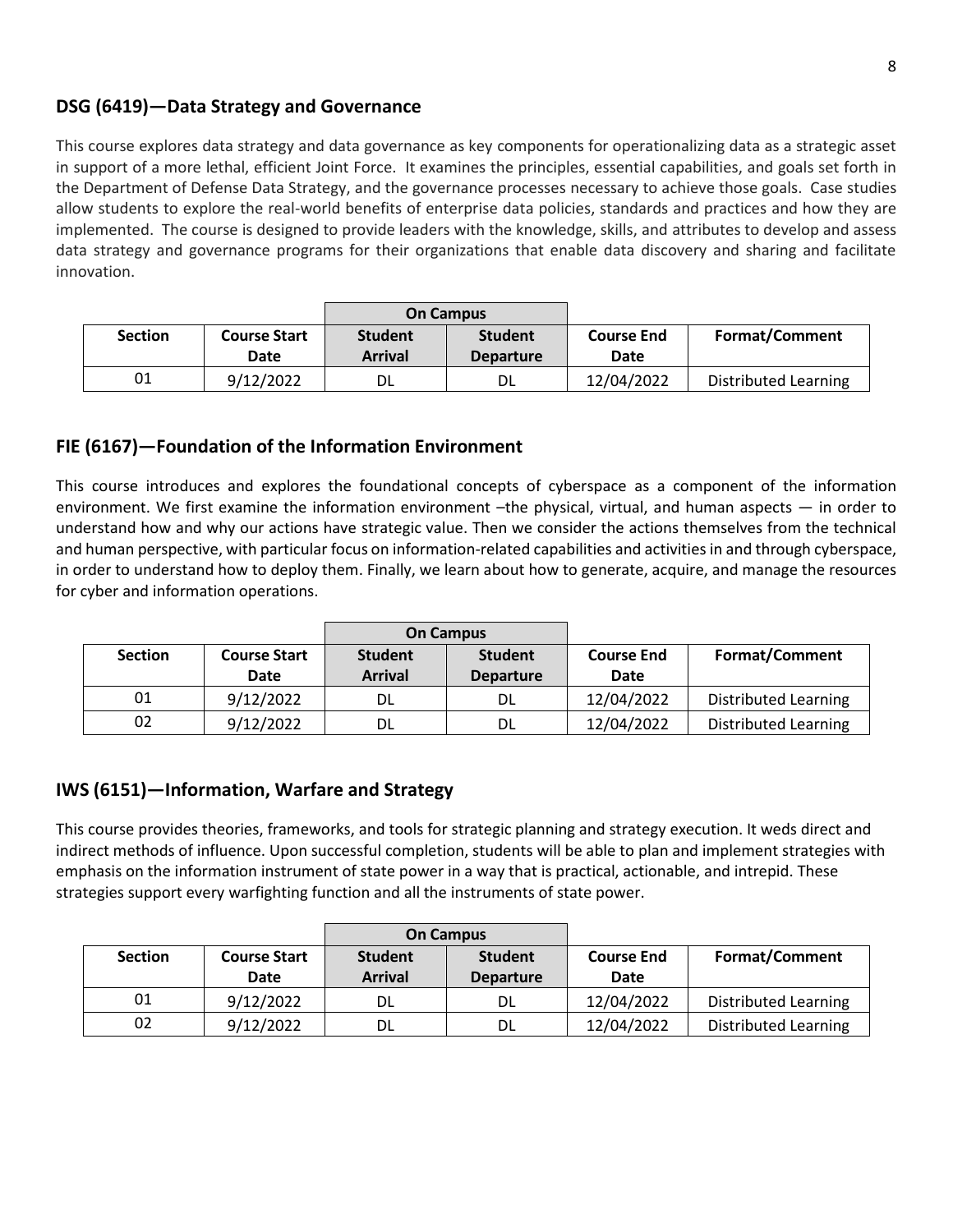## DSG (6419)—Data Strategy and Governance

This course explores data strategy and data governance as key components for operationalizing data as a strategic asset in support of a more lethal, efficient Joint Force. It examines the principles, essential capabilities, and goals set forth in the Department of Defense Data Strategy, and the governance processes necessary to achieve those goals. Case studies allow students to explore the real-world benefits of enterprise data policies, standards and practices and how they are implemented. The course is designed to provide leaders with the knowledge, skills, and attributes to develop and assess data strategy and governance programs for their organizations that enable data discovery and sharing and facilitate innovation.

| | | On Campus | | | |
|---|---|---|---|---|---|
| Section | Course Start Date | Student Arrival | Student Departure | Course End Date | Format/Comment |
| 01 | 9/12/2022 | DL | DL | 12/04/2022 | Distributed Learning |

## FIE (6167)—Foundation of the Information Environment

This course introduces and explores the foundational concepts of cyberspace as a component of the information environment. We first examine the information environment –the physical, virtual, and human aspects — in order to understand how and why our actions have strategic value. Then we consider the actions themselves from the technical and human perspective, with particular focus on information-related capabilities and activities in and through cyberspace, in order to understand how to deploy them. Finally, we learn about how to generate, acquire, and manage the resources for cyber and information operations.

| | | On Campus | | | |
|---|---|---|---|---|---|
| Section | Course Start Date | Student Arrival | Student Departure | Course End Date | Format/Comment |
| 01 | 9/12/2022 | DL | DL | 12/04/2022 | Distributed Learning |
| 02 | 9/12/2022 | DL | DL | 12/04/2022 | Distributed Learning |

## IWS (6151)—Information, Warfare and Strategy

This course provides theories, frameworks, and tools for strategic planning and strategy execution. It weds direct and indirect methods of influence. Upon successful completion, students will be able to plan and implement strategies with emphasis on the information instrument of state power in a way that is practical, actionable, and intrepid. These strategies support every warfighting function and all the instruments of state power.

| | | On Campus | | | |
|---|---|---|---|---|---|
| Section | Course Start Date | Student Arrival | Student Departure | Course End Date | Format/Comment |
| 01 | 9/12/2022 | DL | DL | 12/04/2022 | Distributed Learning |
| 02 | 9/12/2022 | DL | DL | 12/04/2022 | Distributed Learning |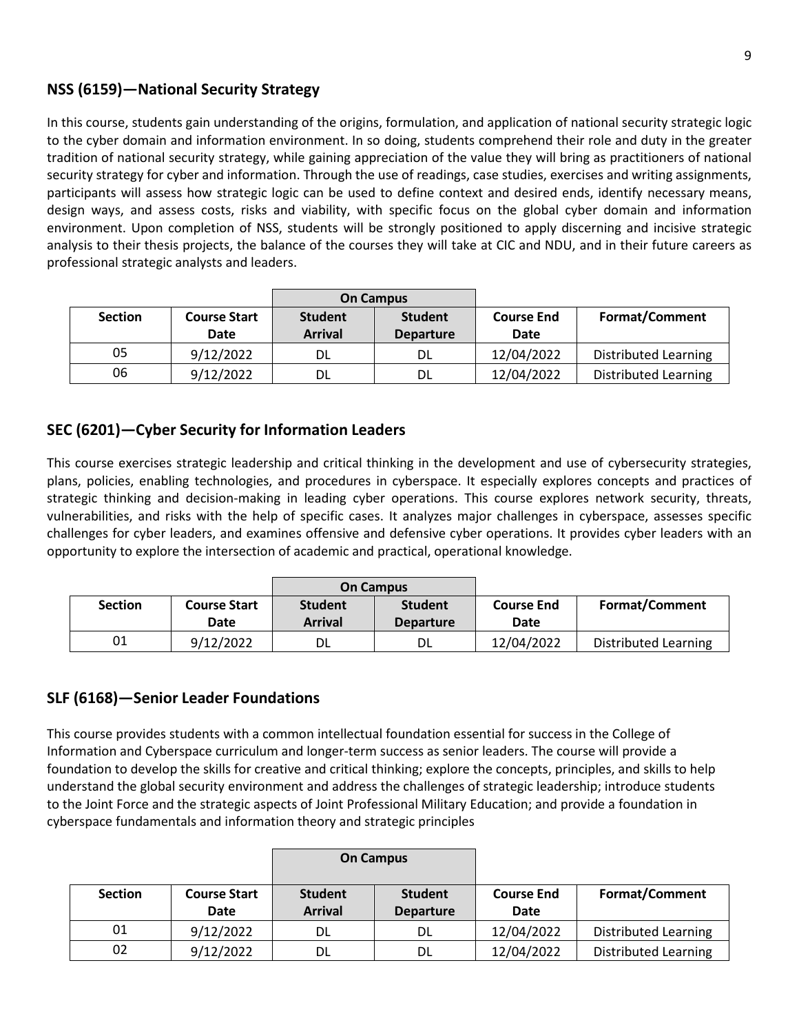## NSS (6159)—National Security Strategy

In this course, students gain understanding of the origins, formulation, and application of national security strategic logic to the cyber domain and information environment. In so doing, students comprehend their role and duty in the greater tradition of national security strategy, while gaining appreciation of the value they will bring as practitioners of national security strategy for cyber and information. Through the use of readings, case studies, exercises and writing assignments, participants will assess how strategic logic can be used to define context and desired ends, identify necessary means, design ways, and assess costs, risks and viability, with specific focus on the global cyber domain and information environment. Upon completion of NSS, students will be strongly positioned to apply discerning and incisive strategic analysis to their thesis projects, the balance of the courses they will take at CIC and NDU, and in their future careers as professional strategic analysts and leaders.

| | | On Campus | | | |
|---|---|---|---|---|---|
| **Section** | **Course Start Date** | **Student Arrival** | **Student Departure** | **Course End Date** | **Format/Comment** |
| 05 | 9/12/2022 | DL | DL | 12/04/2022 | Distributed Learning |
| 06 | 9/12/2022 | DL | DL | 12/04/2022 | Distributed Learning |

## SEC (6201)—Cyber Security for Information Leaders

This course exercises strategic leadership and critical thinking in the development and use of cybersecurity strategies, plans, policies, enabling technologies, and procedures in cyberspace. It especially explores concepts and practices of strategic thinking and decision-making in leading cyber operations. This course explores network security, threats, vulnerabilities, and risks with the help of specific cases. It analyzes major challenges in cyberspace, assesses specific challenges for cyber leaders, and examines offensive and defensive cyber operations. It provides cyber leaders with an opportunity to explore the intersection of academic and practical, operational knowledge.

| | | On Campus | | | |
|---|---|---|---|---|---|
| **Section** | **Course Start Date** | **Student Arrival** | **Student Departure** | **Course End Date** | **Format/Comment** |
| 01 | 9/12/2022 | DL | DL | 12/04/2022 | Distributed Learning |

## SLF (6168)—Senior Leader Foundations

This course provides students with a common intellectual foundation essential for success in the College of Information and Cyberspace curriculum and longer-term success as senior leaders. The course will provide a foundation to develop the skills for creative and critical thinking; explore the concepts, principles, and skills to help understand the global security environment and address the challenges of strategic leadership; introduce students to the Joint Force and the strategic aspects of Joint Professional Military Education; and provide a foundation in cyberspace fundamentals and information theory and strategic principles

| | | On Campus | | | |
|---|---|---|---|---|---|
| **Section** | **Course Start Date** | **Student Arrival** | **Student Departure** | **Course End Date** | **Format/Comment** |
| 01 | 9/12/2022 | DL | DL | 12/04/2022 | Distributed Learning |
| 02 | 9/12/2022 | DL | DL | 12/04/2022 | Distributed Learning |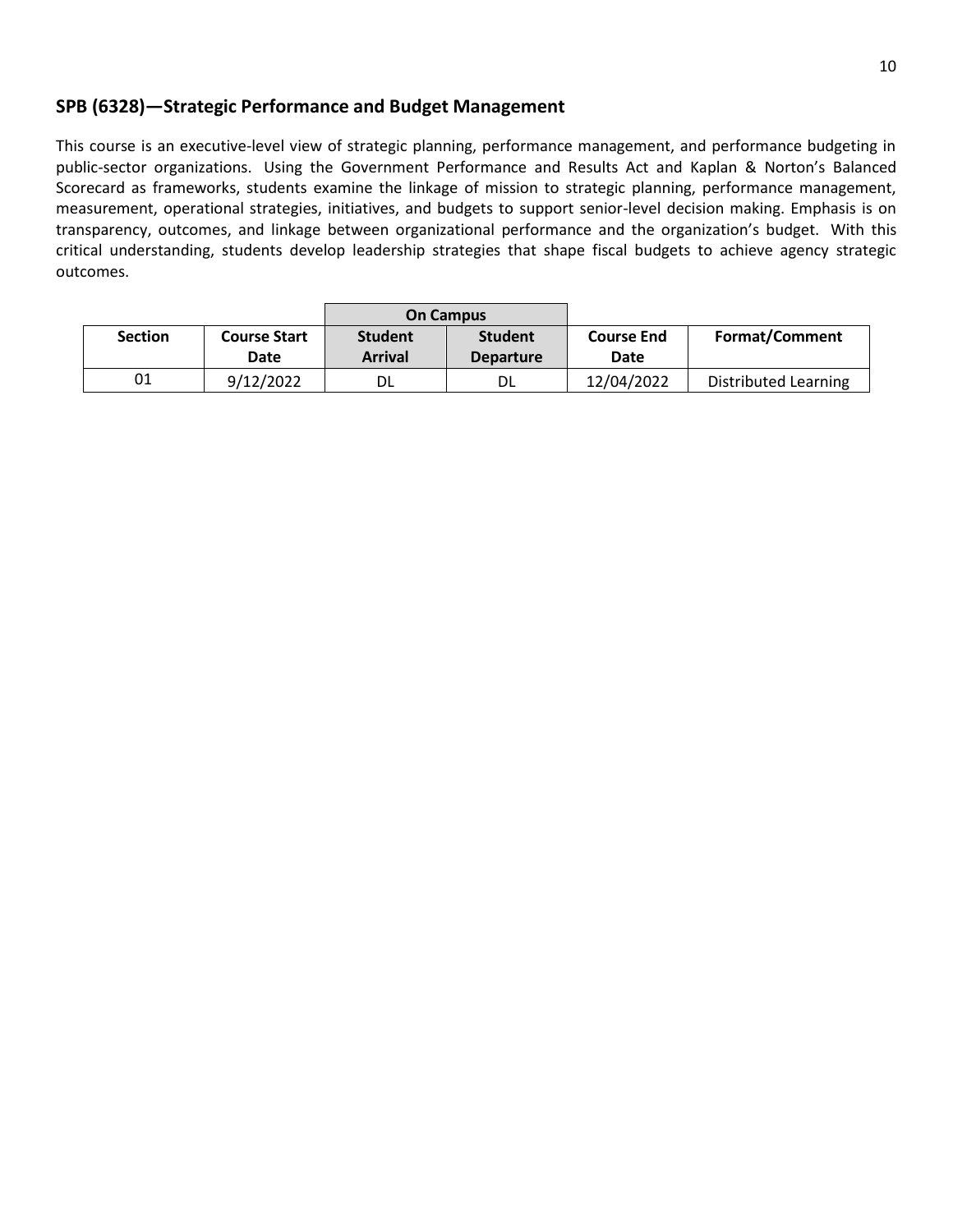## SPB (6328)—Strategic Performance and Budget Management

This course is an executive-level view of strategic planning, performance management, and performance budgeting in public-sector organizations. Using the Government Performance and Results Act and Kaplan & Norton's Balanced Scorecard as frameworks, students examine the linkage of mission to strategic planning, performance management, measurement, operational strategies, initiatives, and budgets to support senior-level decision making. Emphasis is on transparency, outcomes, and linkage between organizational performance and the organization's budget. With this critical understanding, students develop leadership strategies that shape fiscal budgets to achieve agency strategic outcomes.

| | | On Campus | | | |
|---|---|---|---|---|---|
| **Section** | **Course Start Date** | **Student Arrival** | **Student Departure** | **Course End Date** | **Format/Comment** |
| 01 | 9/12/2022 | DL | DL | 12/04/2022 | Distributed Learning |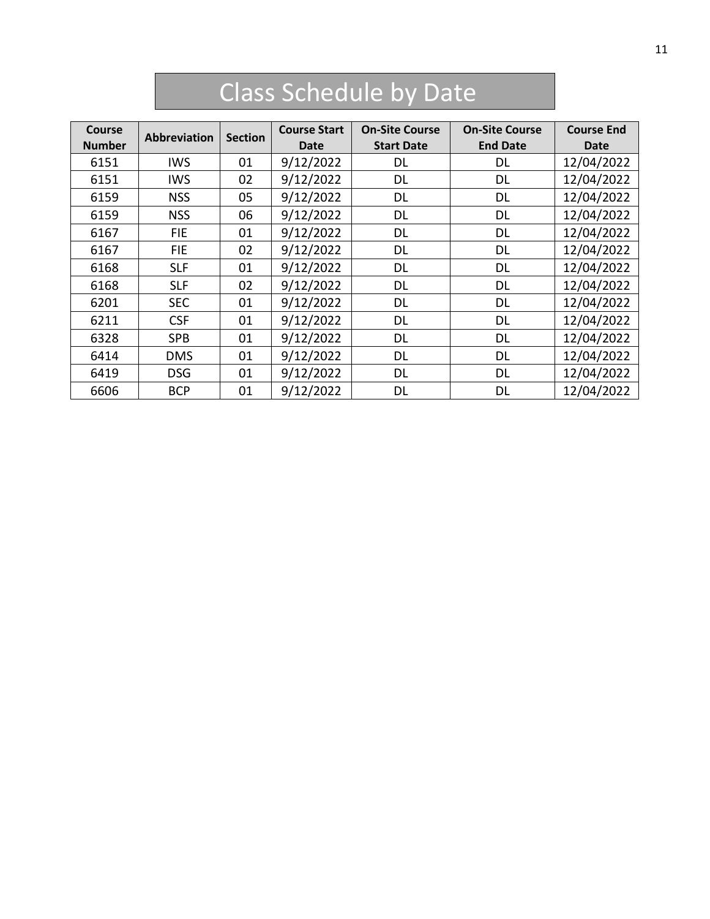# Class Schedule by Date

| Course Number | Abbreviation | Section | Course Start Date | On-Site Course Start Date | On-Site Course End Date | Course End Date |
|---|---|---|---|---|---|---|
| 6151 | IWS | 01 | 9/12/2022 | DL | DL | 12/04/2022 |
| 6151 | IWS | 02 | 9/12/2022 | DL | DL | 12/04/2022 |
| 6159 | NSS | 05 | 9/12/2022 | DL | DL | 12/04/2022 |
| 6159 | NSS | 06 | 9/12/2022 | DL | DL | 12/04/2022 |
| 6167 | FIE | 01 | 9/12/2022 | DL | DL | 12/04/2022 |
| 6167 | FIE | 02 | 9/12/2022 | DL | DL | 12/04/2022 |
| 6168 | SLF | 01 | 9/12/2022 | DL | DL | 12/04/2022 |
| 6168 | SLF | 02 | 9/12/2022 | DL | DL | 12/04/2022 |
| 6201 | SEC | 01 | 9/12/2022 | DL | DL | 12/04/2022 |
| 6211 | CSF | 01 | 9/12/2022 | DL | DL | 12/04/2022 |
| 6328 | SPB | 01 | 9/12/2022 | DL | DL | 12/04/2022 |
| 6414 | DMS | 01 | 9/12/2022 | DL | DL | 12/04/2022 |
| 6419 | DSG | 01 | 9/12/2022 | DL | DL | 12/04/2022 |
| 6606 | BCP | 01 | 9/12/2022 | DL | DL | 12/04/2022 |